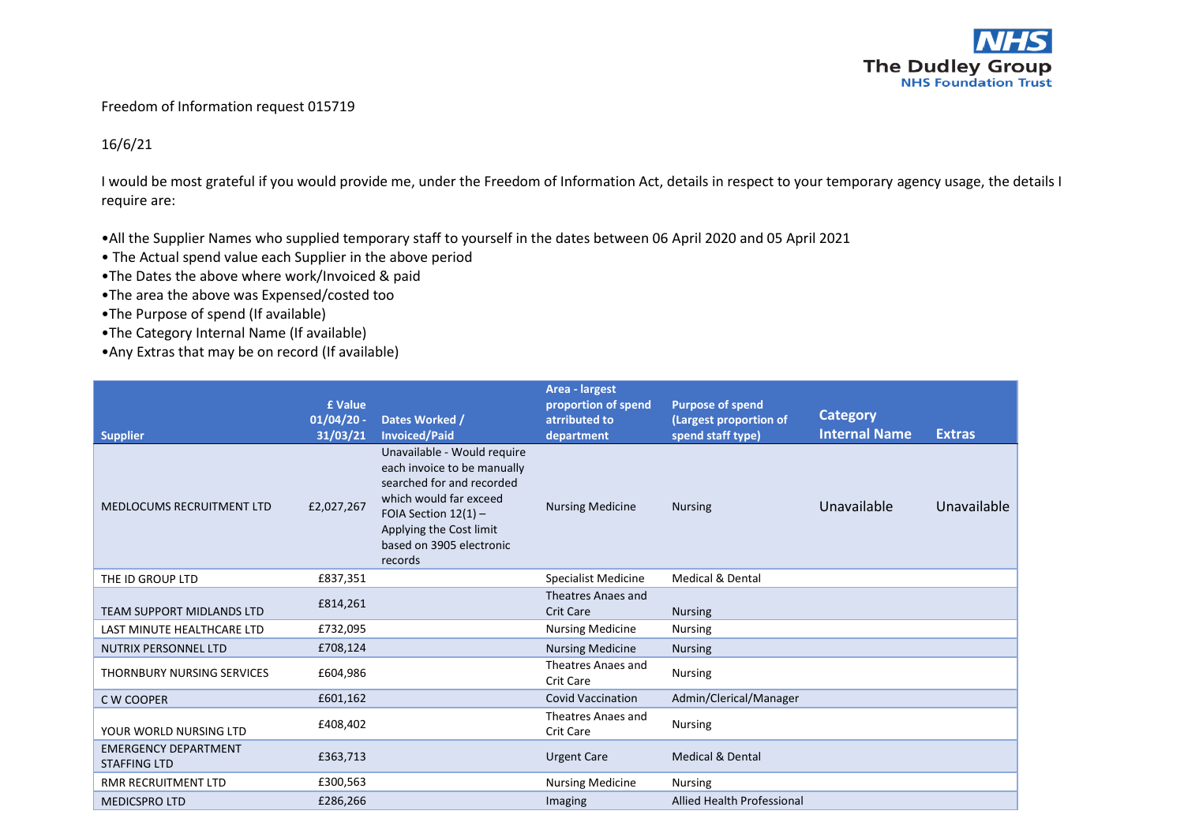Freedom of Information request 015719

16/6/21

I would be most grateful if you would provide me, under the Freedom of Information Act, details in respect to your temporary agency usage, the details I require are:

- All the Supplier Names who supplied temporary staff to yourself in the dates between 06 April 2020 and 05 April 2021
- The Actual spend value each Supplier in the above period
- The Dates the above where work/Invoiced & paid
- The area the above was Expensed/costed too
- The Purpose of spend (If available)
- The Category Internal Name (If available)
- Any Extras that may be on record (If available)

| Supplier | £ Value 01/04/20 - 31/03/21 | Dates Worked / Invoiced/Paid | Area - largest proportion of spend atrributed to department | Purpose of spend (Largest proportion of spend staff type) | Category Internal Name | Extras |
|---|---|---|---|---|---|---|
| MEDLOCUMS RECRUITMENT LTD | £2,027,267 | Unavailable - Would require each invoice to be manually searched for and recorded which would far exceed FOIA Section 12(1) – Applying the Cost limit based on 3905 electronic records | Nursing Medicine | Nursing | Unavailable | Unavailable |
| THE ID GROUP LTD | £837,351 | | Specialist Medicine | Medical & Dental | | |
| TEAM SUPPORT MIDLANDS LTD | £814,261 | | Theatres Anaes and Crit Care | Nursing | | |
| LAST MINUTE HEALTHCARE LTD | £732,095 | | Nursing Medicine | Nursing | | |
| NUTRIX PERSONNEL LTD | £708,124 | | Nursing Medicine | Nursing | | |
| THORNBURY NURSING SERVICES | £604,986 | | Theatres Anaes and Crit Care | Nursing | | |
| C W COOPER | £601,162 | | Covid Vaccination | Admin/Clerical/Manager | | |
| YOUR WORLD NURSING LTD | £408,402 | | Theatres Anaes and Crit Care | Nursing | | |
| EMERGENCY DEPARTMENT STAFFING LTD | £363,713 | | Urgent Care | Medical & Dental | | |
| RMR RECRUITMENT LTD | £300,563 | | Nursing Medicine | Nursing | | |
| MEDICSPRO LTD | £286,266 | | Imaging | Allied Health Professional | | |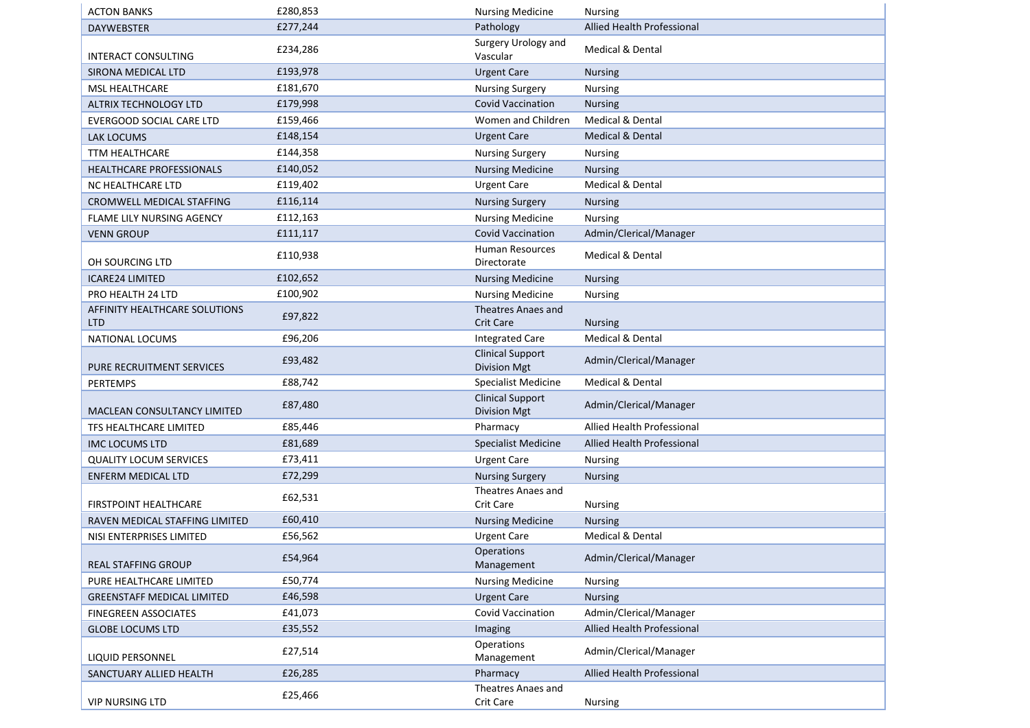| | | | |
|---|---|---|---|
| ACTON BANKS | £280,853 | Nursing Medicine | Nursing |
| DAYWEBSTER | £277,244 | Pathology | Allied Health Professional |
| INTERACT CONSULTING | £234,286 | Surgery Urology and Vascular | Medical & Dental |
| SIRONA MEDICAL LTD | £193,978 | Urgent Care | Nursing |
| MSL HEALTHCARE | £181,670 | Nursing Surgery | Nursing |
| ALTRIX TECHNOLOGY LTD | £179,998 | Covid Vaccination | Nursing |
| EVERGOOD SOCIAL CARE LTD | £159,466 | Women and Children | Medical & Dental |
| LAK LOCUMS | £148,154 | Urgent Care | Medical & Dental |
| TTM HEALTHCARE | £144,358 | Nursing Surgery | Nursing |
| HEALTHCARE PROFESSIONALS | £140,052 | Nursing Medicine | Nursing |
| NC HEALTHCARE LTD | £119,402 | Urgent Care | Medical & Dental |
| CROMWELL MEDICAL STAFFING | £116,114 | Nursing Surgery | Nursing |
| FLAME LILY NURSING AGENCY | £112,163 | Nursing Medicine | Nursing |
| VENN GROUP | £111,117 | Covid Vaccination | Admin/Clerical/Manager |
| OH SOURCING LTD | £110,938 | Human Resources Directorate | Medical & Dental |
| ICARE24 LIMITED | £102,652 | Nursing Medicine | Nursing |
| PRO HEALTH 24 LTD | £100,902 | Nursing Medicine | Nursing |
| AFFINITY HEALTHCARE SOLUTIONS LTD | £97,822 | Theatres Anaes and Crit Care | Nursing |
| NATIONAL LOCUMS | £96,206 | Integrated Care | Medical & Dental |
| PURE RECRUITMENT SERVICES | £93,482 | Clinical Support Division Mgt | Admin/Clerical/Manager |
| PERTEMPS | £88,742 | Specialist Medicine | Medical & Dental |
| MACLEAN CONSULTANCY LIMITED | £87,480 | Clinical Support Division Mgt | Admin/Clerical/Manager |
| TFS HEALTHCARE LIMITED | £85,446 | Pharmacy | Allied Health Professional |
| IMC LOCUMS LTD | £81,689 | Specialist Medicine | Allied Health Professional |
| QUALITY LOCUM SERVICES | £73,411 | Urgent Care | Nursing |
| ENFERM MEDICAL LTD | £72,299 | Nursing Surgery | Nursing |
| FIRSTPOINT HEALTHCARE | £62,531 | Theatres Anaes and Crit Care | Nursing |
| RAVEN MEDICAL STAFFING LIMITED | £60,410 | Nursing Medicine | Nursing |
| NISI ENTERPRISES LIMITED | £56,562 | Urgent Care | Medical & Dental |
| REAL STAFFING GROUP | £54,964 | Operations Management | Admin/Clerical/Manager |
| PURE HEALTHCARE LIMITED | £50,774 | Nursing Medicine | Nursing |
| GREENSTAFF MEDICAL LIMITED | £46,598 | Urgent Care | Nursing |
| FINEGREEN ASSOCIATES | £41,073 | Covid Vaccination | Admin/Clerical/Manager |
| GLOBE LOCUMS LTD | £35,552 | Imaging | Allied Health Professional |
| LIQUID PERSONNEL | £27,514 | Operations Management | Admin/Clerical/Manager |
| SANCTUARY ALLIED HEALTH | £26,285 | Pharmacy | Allied Health Professional |
| VIP NURSING LTD | £25,466 | Theatres Anaes and Crit Care | Nursing |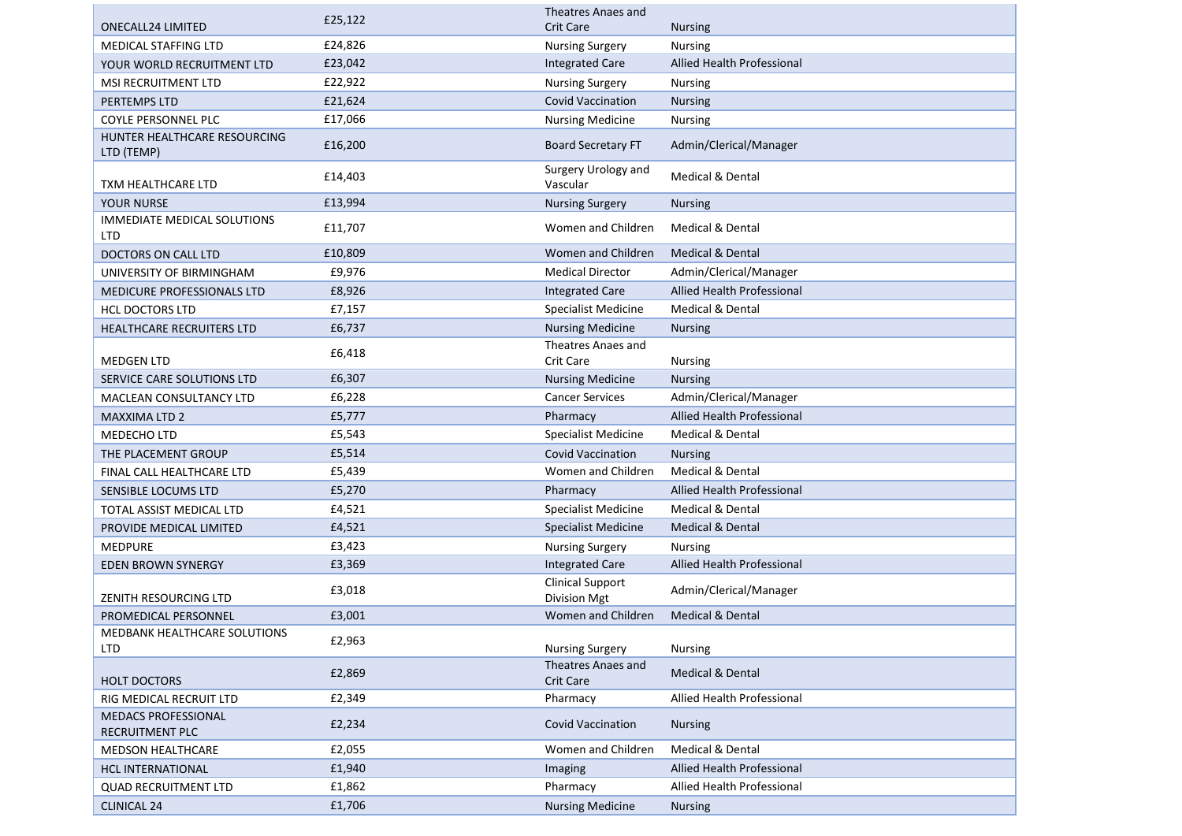| | | | |
|---|---|---|---|
| ONECALL24 LIMITED | £25,122 | Theatres Anaes and Crit Care | Nursing |
| MEDICAL STAFFING LTD | £24,826 | Nursing Surgery | Nursing |
| YOUR WORLD RECRUITMENT LTD | £23,042 | Integrated Care | Allied Health Professional |
| MSI RECRUITMENT LTD | £22,922 | Nursing Surgery | Nursing |
| PERTEMPS LTD | £21,624 | Covid Vaccination | Nursing |
| COYLE PERSONNEL PLC | £17,066 | Nursing Medicine | Nursing |
| HUNTER HEALTHCARE RESOURCING LTD (TEMP) | £16,200 | Board Secretary FT | Admin/Clerical/Manager |
| TXM HEALTHCARE LTD | £14,403 | Surgery Urology and Vascular | Medical & Dental |
| YOUR NURSE | £13,994 | Nursing Surgery | Nursing |
| IMMEDIATE MEDICAL SOLUTIONS LTD | £11,707 | Women and Children | Medical & Dental |
| DOCTORS ON CALL LTD | £10,809 | Women and Children | Medical & Dental |
| UNIVERSITY OF BIRMINGHAM | £9,976 | Medical Director | Admin/Clerical/Manager |
| MEDICURE PROFESSIONALS LTD | £8,926 | Integrated Care | Allied Health Professional |
| HCL DOCTORS LTD | £7,157 | Specialist Medicine | Medical & Dental |
| HEALTHCARE RECRUITERS LTD | £6,737 | Nursing Medicine | Nursing |
| MEDGEN LTD | £6,418 | Theatres Anaes and Crit Care | Nursing |
| SERVICE CARE SOLUTIONS LTD | £6,307 | Nursing Medicine | Nursing |
| MACLEAN CONSULTANCY LTD | £6,228 | Cancer Services | Admin/Clerical/Manager |
| MAXXIMA LTD 2 | £5,777 | Pharmacy | Allied Health Professional |
| MEDECHO LTD | £5,543 | Specialist Medicine | Medical & Dental |
| THE PLACEMENT GROUP | £5,514 | Covid Vaccination | Nursing |
| FINAL CALL HEALTHCARE LTD | £5,439 | Women and Children | Medical & Dental |
| SENSIBLE LOCUMS LTD | £5,270 | Pharmacy | Allied Health Professional |
| TOTAL ASSIST MEDICAL LTD | £4,521 | Specialist Medicine | Medical & Dental |
| PROVIDE MEDICAL LIMITED | £4,521 | Specialist Medicine | Medical & Dental |
| MEDPURE | £3,423 | Nursing Surgery | Nursing |
| EDEN BROWN SYNERGY | £3,369 | Integrated Care | Allied Health Professional |
| ZENITH RESOURCING LTD | £3,018 | Clinical Support Division Mgt | Admin/Clerical/Manager |
| PROMEDICAL PERSONNEL | £3,001 | Women and Children | Medical & Dental |
| MEDBANK HEALTHCARE SOLUTIONS LTD | £2,963 | Nursing Surgery | Nursing |
| HOLT DOCTORS | £2,869 | Theatres Anaes and Crit Care | Medical & Dental |
| RIG MEDICAL RECRUIT LTD | £2,349 | Pharmacy | Allied Health Professional |
| MEDACS PROFESSIONAL RECRUITMENT PLC | £2,234 | Covid Vaccination | Nursing |
| MEDSON HEALTHCARE | £2,055 | Women and Children | Medical & Dental |
| HCL INTERNATIONAL | £1,940 | Imaging | Allied Health Professional |
| QUAD RECRUITMENT LTD | £1,862 | Pharmacy | Allied Health Professional |
| CLINICAL 24 | £1,706 | Nursing Medicine | Nursing |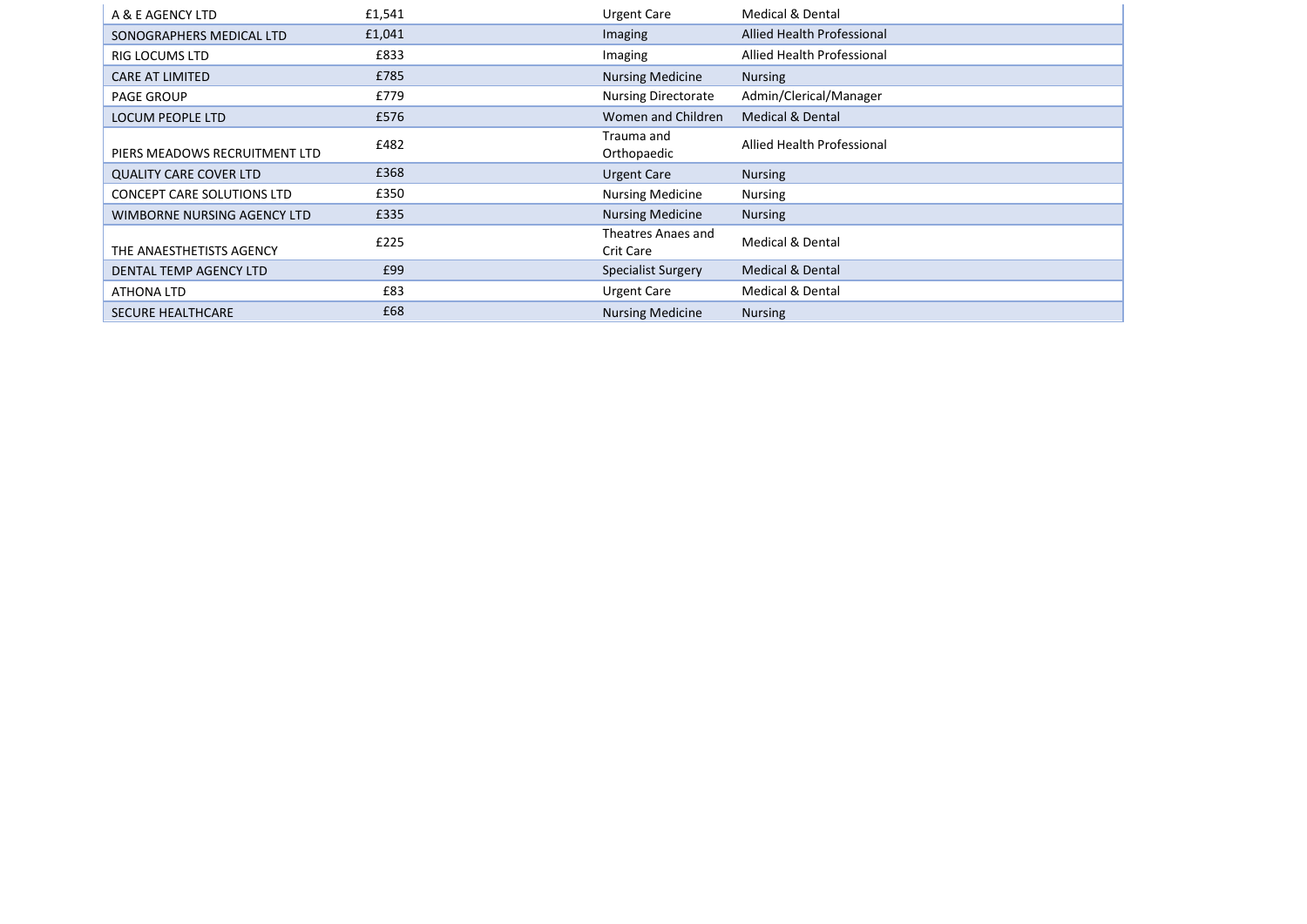| | | | |
|---|---|---|---|
| A & E AGENCY LTD | £1,541 | Urgent Care | Medical & Dental |
| SONOGRAPHERS MEDICAL LTD | £1,041 | Imaging | Allied Health Professional |
| RIG LOCUMS LTD | £833 | Imaging | Allied Health Professional |
| CARE AT LIMITED | £785 | Nursing Medicine | Nursing |
| PAGE GROUP | £779 | Nursing Directorate | Admin/Clerical/Manager |
| LOCUM PEOPLE LTD | £576 | Women and Children | Medical & Dental |
| PIERS MEADOWS RECRUITMENT LTD | £482 | Trauma and Orthopaedic | Allied Health Professional |
| QUALITY CARE COVER LTD | £368 | Urgent Care | Nursing |
| CONCEPT CARE SOLUTIONS LTD | £350 | Nursing Medicine | Nursing |
| WIMBORNE NURSING AGENCY LTD | £335 | Nursing Medicine | Nursing |
| THE ANAESTHETISTS AGENCY | £225 | Theatres Anaes and Crit Care | Medical & Dental |
| DENTAL TEMP AGENCY LTD | £99 | Specialist Surgery | Medical & Dental |
| ATHONA LTD | £83 | Urgent Care | Medical & Dental |
| SECURE HEALTHCARE | £68 | Nursing Medicine | Nursing |